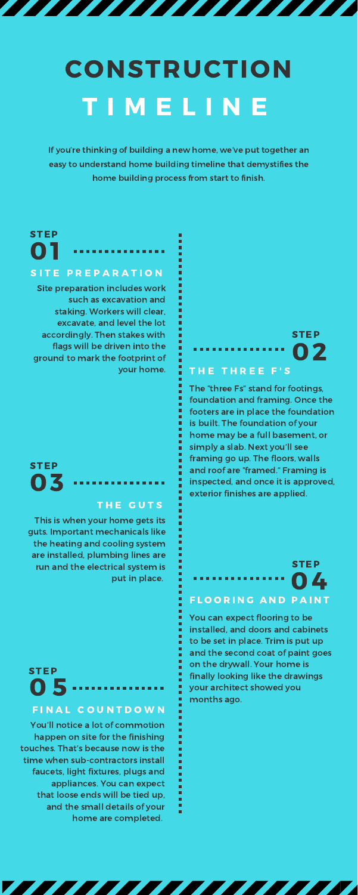# CONSTRUCTION TIMELINE

If you're thinking of building a new home, we've put together an easy to understand home building timeline that demystifies the home building process from start to finish.

## STEP 01

### SITE PREPARATION

Site preparation includes work such as excavation and staking. Workers will clear, excavate, and level the lot accordingly. Then stakes with flags will be driven into the ground to mark the footprint of your home.

## STEP 02

### THE THREE F'S

The "three Fs" stand for footings, foundation and framing. Once the footers are in place the foundation is built. The foundation of your home may be a full basement, or simply a slab. Next you'll see framing go up. The floors, walls and roof are "framed." Framing is inspected, and once it is approved, exterior finishes are applied.

## STEP 03

### THE GUTS

This is when your home gets its guts. Important mechanicals like the heating and cooling system are installed, plumbing lines are run and the electrical system is put in place.

## STEP 04

### FLOORING AND PAINT

You can expect flooring to be installed, and doors and cabinets to be set in place. Trim is put up and the second coat of paint goes on the drywall. Your home is finally looking like the drawings your architect showed you months ago.

## STEP 05

### FINAL COUNTDOWN

You'll notice a lot of commotion happen on site for the finishing touches. That's because now is the time when sub-contractors install faucets, light fixtures, plugs and appliances. You can expect that loose ends will be tied up, and the small details of your home are completed.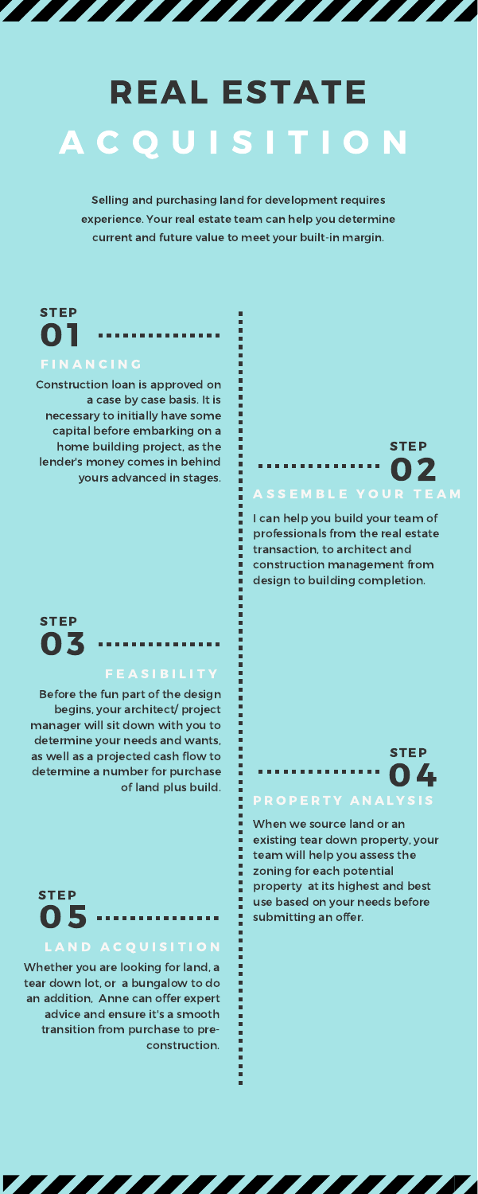# REAL ESTATE ACQUISITION

Selling and purchasing land for development requires experience. Your real estate team can help you determine current and future value to meet your built-in margin.

## STEP 01

### FINANCING

Construction loan is approved on a case by case basis. It is necessary to initially have some capital before embarking on a home building project, as the lender's money comes in behind yours advanced in stages.

## STEP 02

### ASSEMBLE YOUR TEAM

I can help you build your team of professionals from the real estate transaction, to architect and construction management from design to building completion.

## STEP 03

### FEASIBILITY

Before the fun part of the design begins, your architect/ project manager will sit down with you to determine your needs and wants, as well as a projected cash flow to determine a number for purchase of land plus build.

## STEP 04

### PROPERTY ANALYSIS

When we source land or an existing tear down property, your team will help you assess the zoning for each potential property at its highest and best use based on your needs before submitting an offer.

## STEP 05

### LAND ACQUISITION

Whether you are looking for land, a tear down lot, or a bungalow to do an addition, Anne can offer expert advice and ensure it's a smooth transition from purchase to pre-construction.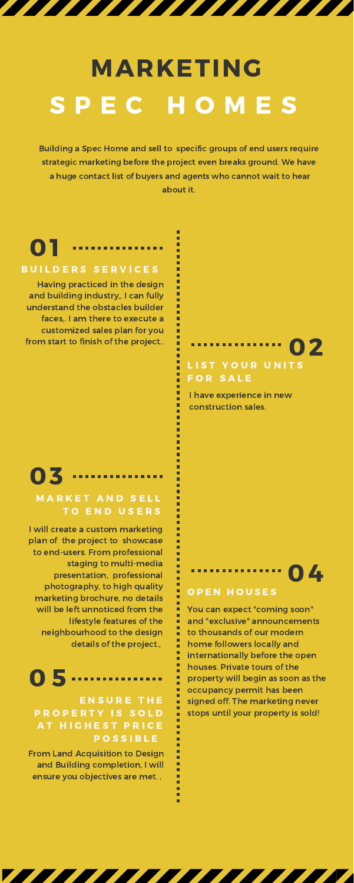# MARKETING SPEC HOMES

Building a Spec Home and sell to specific groups of end users require strategic marketing before the project even breaks ground. We have a huge contact list of buyers and agents who cannot wait to hear about it.

## 01

### BUILDERS SERVICES

Having practiced in the design and building industry,, I can fully understand the obstacles builder faces,. I am there to execute a customized sales plan for you from start to finish of the project..

## 02

### LIST YOUR UNITS FOR SALE

I have experience in new construction sales.

## 03

### MARKET AND SELL TO END USERS

I will create a custom marketing plan of the project to showcase to end-users. From professional staging to multi-media presentation, professional photography, to high quality marketing brochure, no details will be left unnoticed from the lifestyle features of the neighbourhood to the design details of the project.,

## 04

### OPEN HOUSES

You can expect "coming soon" and "exclusive" announcements to thousands of our modern home followers locally and internationally before the open houses. Private tours of the property will begin as soon as the occupancy permit has been signed off. The marketing never stops until your property is sold!

## 05

### ENSURE THE PROPERTY IS SOLD AT HIGHEST PRICE POSSIBLE

From Land Acquisition to Design and Building completion, I will ensure you objectives are met. ,